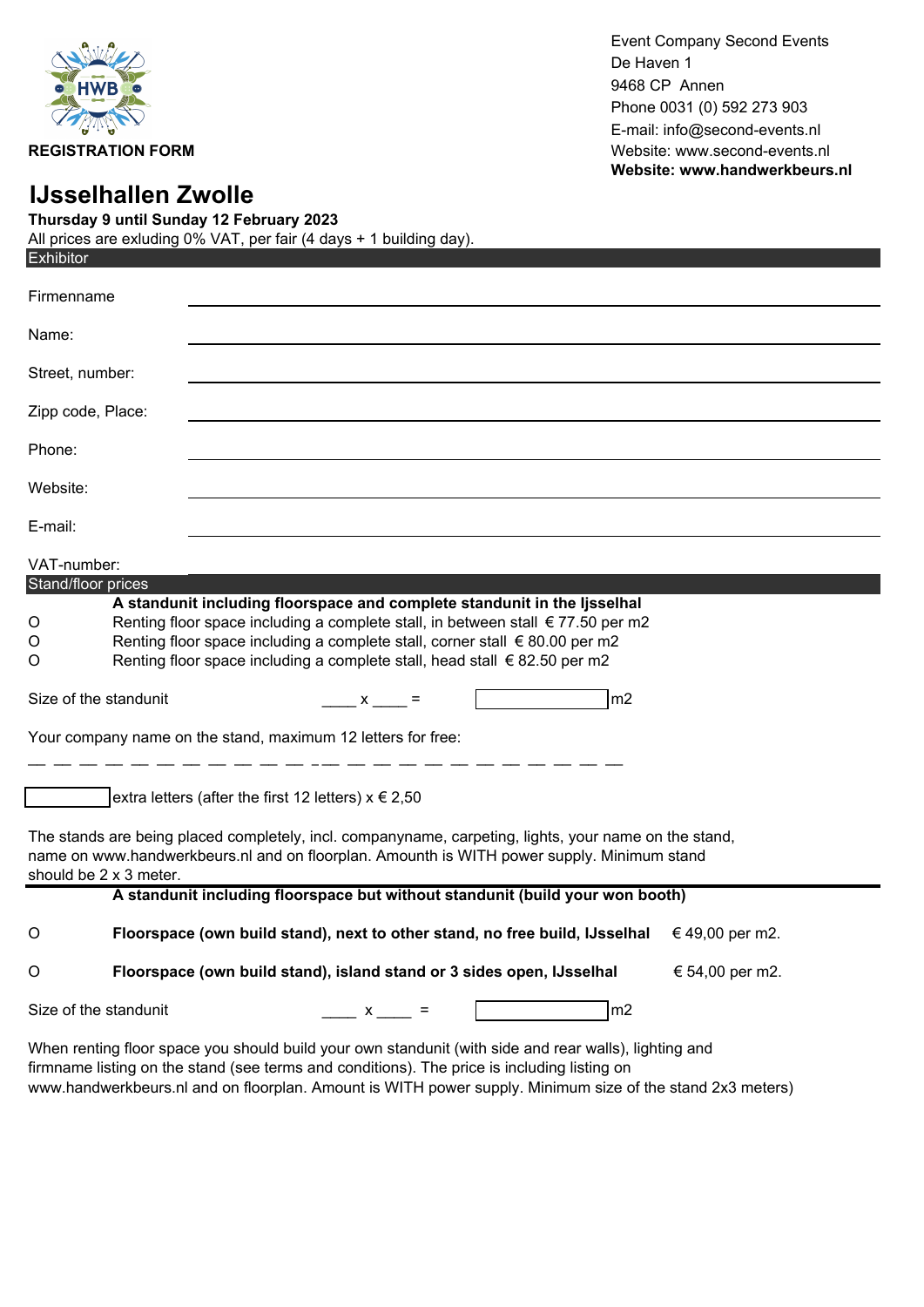**REGISTRATION FORM**

Event Company Second Events
De Haven 1
9468 CP Annen
Phone 0031 (0) 592 273 903
E-mail: info@second-events.nl
Website: www.second-events.nl
**Website: www.handwerkbeurs.nl**

# IJsselhallen Zwolle

**Thursday 9 until Sunday 12 February 2023**

All prices are exluding 0% VAT, per fair (4 days + 1 building day).

## Exhibitor

Firmenname ______________________________

Name: ______________________________

Street, number: ______________________________

Zipp code, Place: ______________________________

Phone: ______________________________

Website: ______________________________

E-mail: ______________________________

VAT-number:

## Stand/floor prices

**A standunit including floorspace and complete standunit in the Ijsselhal**

- O Renting floor space including a complete stall, in between stall € 77.50 per m2
- O Renting floor space including a complete stall, corner stall € 80.00 per m2
- O Renting floor space including a complete stall, head stall € 82.50 per m2

Size of the standunit ____ x ____ = [          ] m2

Your company name on the stand, maximum 12 letters for free:

— — — — — — — — — — — — — — — — — — — — — — — — —

[          ] extra letters (after the first 12 letters) x € 2,50

The stands are being placed completely, incl. companyname, carpeting, lights, your name on the stand, name on www.handwerkbeurs.nl and on floorplan. Amounth is WITH power supply. Minimum stand should be 2 x 3 meter.

**A standunit including floorspace but without standunit (build your won booth)**

- O **Floorspace (own build stand), next to other stand, no free build, IJsselhal** € 49,00 per m2.
- O **Floorspace (own build stand), island stand or 3 sides open, IJsselhal** € 54,00 per m2.

Size of the standunit ____ x ____ = [          ] m2

When renting floor space you should build your own standunit (with side and rear walls), lighting and firmname listing on the stand (see terms and conditions). The price is including listing on www.handwerkbeurs.nl and on floorplan. Amount is WITH power supply. Minimum size of the stand 2x3 meters)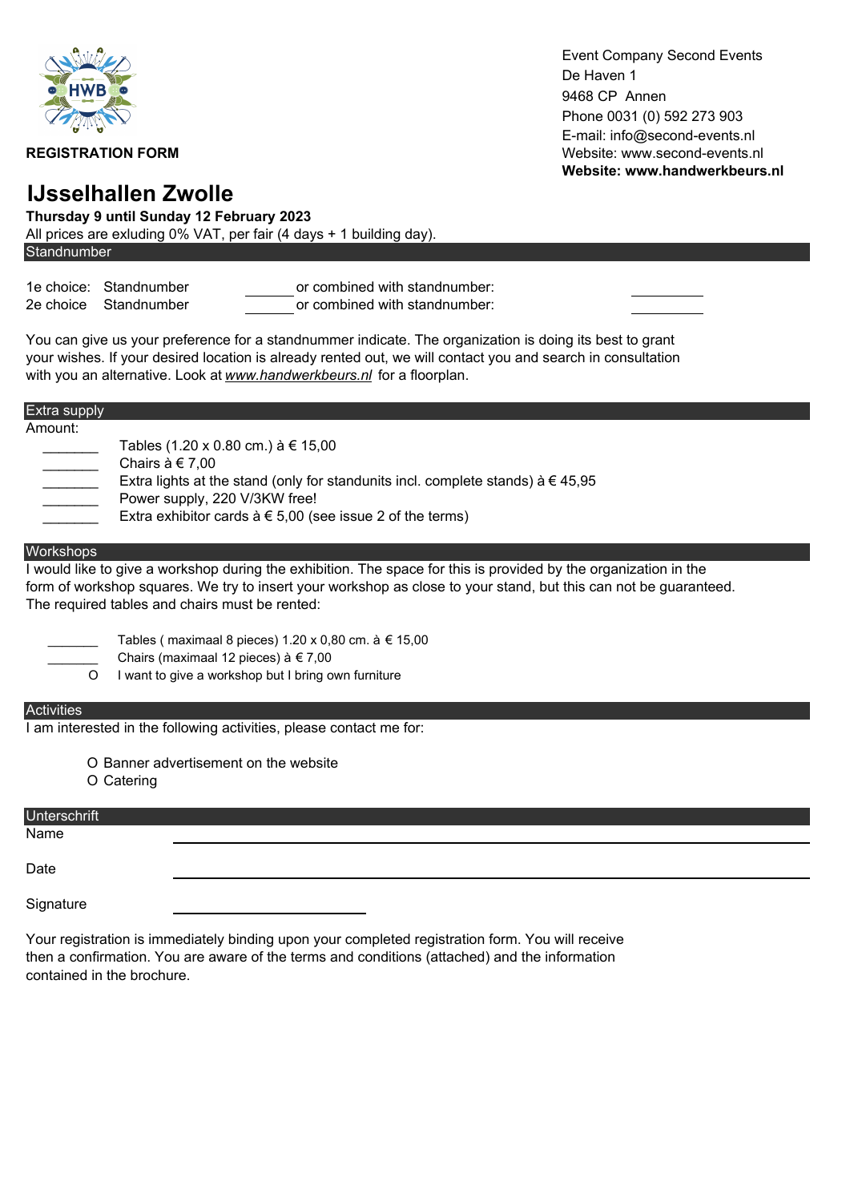**REGISTRATION FORM**

Event Company Second Events
De Haven 1
9468 CP Annen
Phone 0031 (0) 592 273 903
E-mail: info@second-events.nl
Website: www.second-events.nl
**Website: www.handwerkbeurs.nl**

# IJsselhallen Zwolle

**Thursday 9 until Sunday 12 February 2023**

All prices are exluding 0% VAT, per fair (4 days + 1 building day).

## Standnumber

1e choice: Standnumber ______ or combined with standnumber: ______
2e choice Standnumber ______ or combined with standnumber: ______

You can give us your preference for a standnummer indicate. The organization is doing its best to grant your wishes. If your desired location is already rented out, we will contact you and search in consultation with you an alternative. Look at *www.handwerkbeurs.nl* for a floorplan.

## Extra supply

Amount:

_______ Tables (1.20 x 0.80 cm.) à € 15,00
_______ Chairs à € 7,00
_______ Extra lights at the stand (only for standunits incl. complete stands) à € 45,95
_______ Power supply, 220 V/3KW free!
_______ Extra exhibitor cards à € 5,00 (see issue 2 of the terms)

## Workshops

I would like to give a workshop during the exhibition. The space for this is provided by the organization in the form of workshop squares. We try to insert your workshop as close to your stand, but this can not be guaranteed. The required tables and chairs must be rented:

_______ Tables ( maximaal 8 pieces) 1.20 x 0,80 cm. à € 15,00
_______ Chairs (maximaal 12 pieces) à € 7,00
O I want to give a workshop but I bring own furniture

## Activities

I am interested in the following activities, please contact me for:

O Banner advertisement on the website
O Catering

## Unterschrift

Name ______________________

Date ______________________

Signature ______________________

Your registration is immediately binding upon your completed registration form. You will receive then a confirmation. You are aware of the terms and conditions (attached) and the information contained in the brochure.